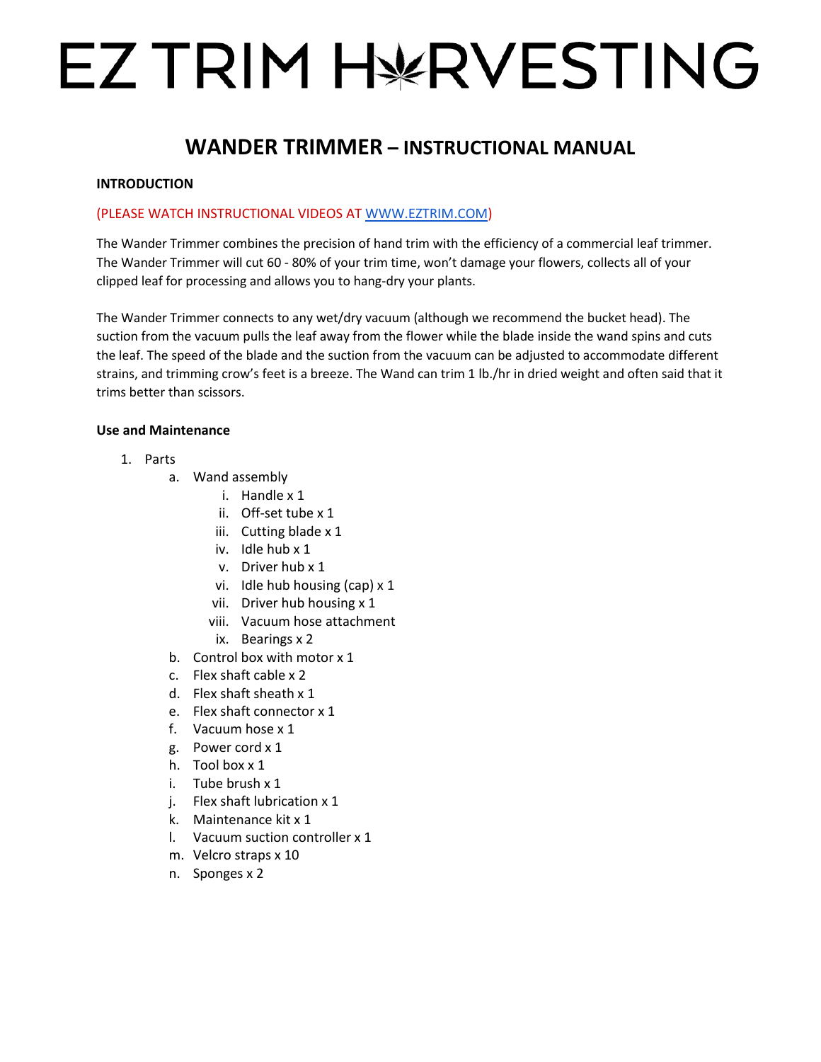# EZ TRIM HARVESTING

## WANDER TRIMMER – INSTRUCTIONAL MANUAL

**INTRODUCTION**

(PLEASE WATCH INSTRUCTIONAL VIDEOS AT [WWW.EZTRIM.COM](http://www.eztrim.com))

The Wander Trimmer combines the precision of hand trim with the efficiency of a commercial leaf trimmer. The Wander Trimmer will cut 60 - 80% of your trim time, won't damage your flowers, collects all of your clipped leaf for processing and allows you to hang-dry your plants.

The Wander Trimmer connects to any wet/dry vacuum (although we recommend the bucket head). The suction from the vacuum pulls the leaf away from the flower while the blade inside the wand spins and cuts the leaf. The speed of the blade and the suction from the vacuum can be adjusted to accommodate different strains, and trimming crow's feet is a breeze. The Wand can trim 1 lb./hr in dried weight and often said that it trims better than scissors.

**Use and Maintenance**

1. Parts
   a. Wand assembly
      i. Handle x 1
      ii. Off-set tube x 1
      iii. Cutting blade x 1
      iv. Idle hub x 1
      v. Driver hub x 1
      vi. Idle hub housing (cap) x 1
      vii. Driver hub housing x 1
      viii. Vacuum hose attachment
      ix. Bearings x 2
   b. Control box with motor x 1
   c. Flex shaft cable x 2
   d. Flex shaft sheath x 1
   e. Flex shaft connector x 1
   f. Vacuum hose x 1
   g. Power cord x 1
   h. Tool box x 1
   i. Tube brush x 1
   j. Flex shaft lubrication x 1
   k. Maintenance kit x 1
   l. Vacuum suction controller x 1
   m. Velcro straps x 10
   n. Sponges x 2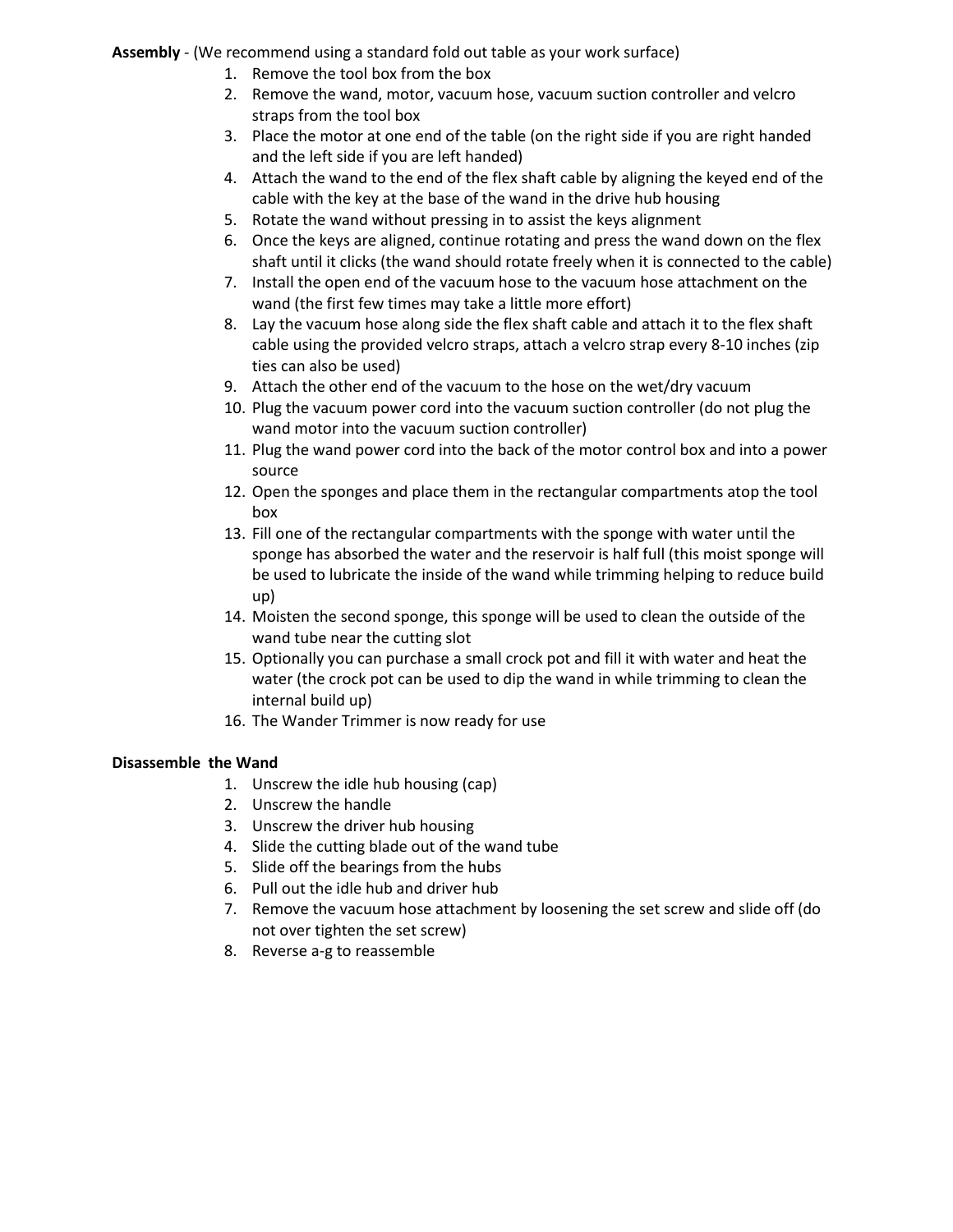**Assembly** - (We recommend using a standard fold out table as your work surface)

1. Remove the tool box from the box
2. Remove the wand, motor, vacuum hose, vacuum suction controller and velcro straps from the tool box
3. Place the motor at one end of the table (on the right side if you are right handed and the left side if you are left handed)
4. Attach the wand to the end of the flex shaft cable by aligning the keyed end of the cable with the key at the base of the wand in the drive hub housing
5. Rotate the wand without pressing in to assist the keys alignment
6. Once the keys are aligned, continue rotating and press the wand down on the flex shaft until it clicks (the wand should rotate freely when it is connected to the cable)
7. Install the open end of the vacuum hose to the vacuum hose attachment on the wand (the first few times may take a little more effort)
8. Lay the vacuum hose along side the flex shaft cable and attach it to the flex shaft cable using the provided velcro straps, attach a velcro strap every 8-10 inches (zip ties can also be used)
9. Attach the other end of the vacuum to the hose on the wet/dry vacuum
10. Plug the vacuum power cord into the vacuum suction controller (do not plug the wand motor into the vacuum suction controller)
11. Plug the wand power cord into the back of the motor control box and into a power source
12. Open the sponges and place them in the rectangular compartments atop the tool box
13. Fill one of the rectangular compartments with the sponge with water until the sponge has absorbed the water and the reservoir is half full (this moist sponge will be used to lubricate the inside of the wand while trimming helping to reduce build up)
14. Moisten the second sponge, this sponge will be used to clean the outside of the wand tube near the cutting slot
15. Optionally you can purchase a small crock pot and fill it with water and heat the water (the crock pot can be used to dip the wand in while trimming to clean the internal build up)
16. The Wander Trimmer is now ready for use

**Disassemble the Wand**

1. Unscrew the idle hub housing (cap)
2. Unscrew the handle
3. Unscrew the driver hub housing
4. Slide the cutting blade out of the wand tube
5. Slide off the bearings from the hubs
6. Pull out the idle hub and driver hub
7. Remove the vacuum hose attachment by loosening the set screw and slide off (do not over tighten the set screw)
8. Reverse a-g to reassemble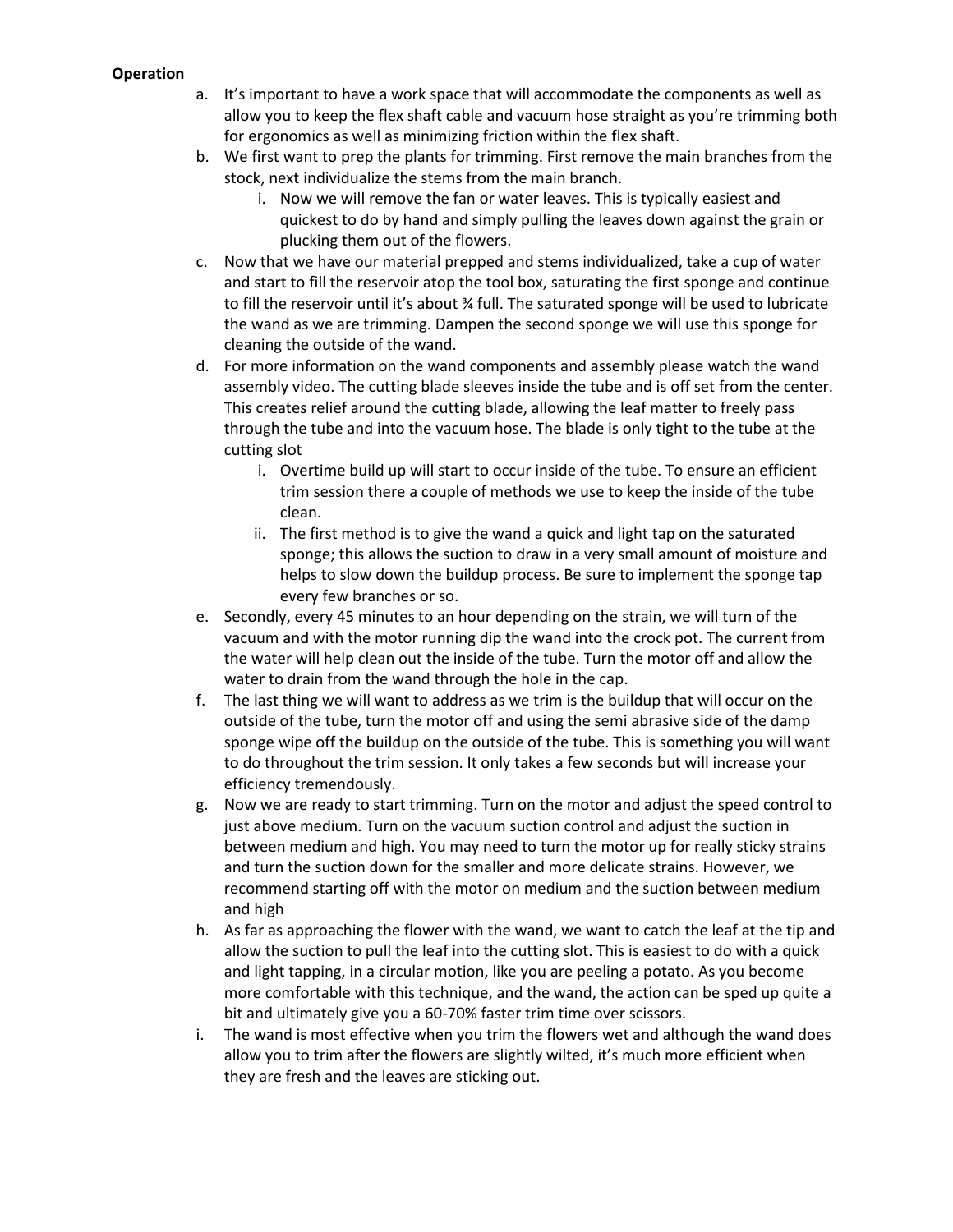**Operation**

a. It's important to have a work space that will accommodate the components as well as allow you to keep the flex shaft cable and vacuum hose straight as you're trimming both for ergonomics as well as minimizing friction within the flex shaft.

b. We first want to prep the plants for trimming. First remove the main branches from the stock, next individualize the stems from the main branch.

   i. Now we will remove the fan or water leaves. This is typically easiest and quickest to do by hand and simply pulling the leaves down against the grain or plucking them out of the flowers.

c. Now that we have our material prepped and stems individualized, take a cup of water and start to fill the reservoir atop the tool box, saturating the first sponge and continue to fill the reservoir until it's about ¾ full. The saturated sponge will be used to lubricate the wand as we are trimming. Dampen the second sponge we will use this sponge for cleaning the outside of the wand.

d. For more information on the wand components and assembly please watch the wand assembly video. The cutting blade sleeves inside the tube and is off set from the center. This creates relief around the cutting blade, allowing the leaf matter to freely pass through the tube and into the vacuum hose. The blade is only tight to the tube at the cutting slot

   i. Overtime build up will start to occur inside of the tube. To ensure an efficient trim session there a couple of methods we use to keep the inside of the tube clean.

   ii. The first method is to give the wand a quick and light tap on the saturated sponge; this allows the suction to draw in a very small amount of moisture and helps to slow down the buildup process. Be sure to implement the sponge tap every few branches or so.

e. Secondly, every 45 minutes to an hour depending on the strain, we will turn of the vacuum and with the motor running dip the wand into the crock pot. The current from the water will help clean out the inside of the tube. Turn the motor off and allow the water to drain from the wand through the hole in the cap.

f. The last thing we will want to address as we trim is the buildup that will occur on the outside of the tube, turn the motor off and using the semi abrasive side of the damp sponge wipe off the buildup on the outside of the tube. This is something you will want to do throughout the trim session. It only takes a few seconds but will increase your efficiency tremendously.

g. Now we are ready to start trimming. Turn on the motor and adjust the speed control to just above medium. Turn on the vacuum suction control and adjust the suction in between medium and high. You may need to turn the motor up for really sticky strains and turn the suction down for the smaller and more delicate strains. However, we recommend starting off with the motor on medium and the suction between medium and high

h. As far as approaching the flower with the wand, we want to catch the leaf at the tip and allow the suction to pull the leaf into the cutting slot. This is easiest to do with a quick and light tapping, in a circular motion, like you are peeling a potato. As you become more comfortable with this technique, and the wand, the action can be sped up quite a bit and ultimately give you a 60-70% faster trim time over scissors.

i. The wand is most effective when you trim the flowers wet and although the wand does allow you to trim after the flowers are slightly wilted, it's much more efficient when they are fresh and the leaves are sticking out.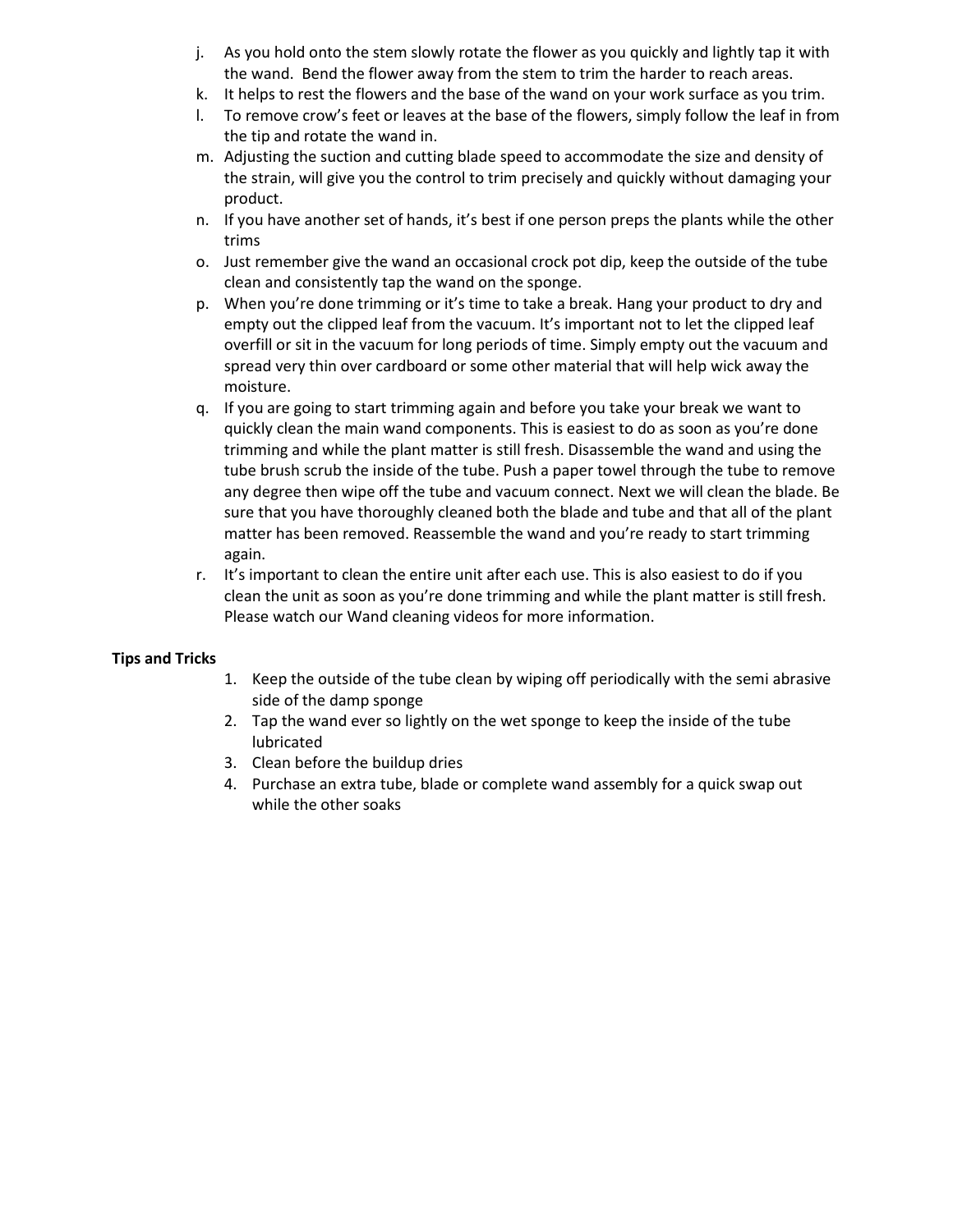j. As you hold onto the stem slowly rotate the flower as you quickly and lightly tap it with the wand. Bend the flower away from the stem to trim the harder to reach areas.
k. It helps to rest the flowers and the base of the wand on your work surface as you trim.
l. To remove crow's feet or leaves at the base of the flowers, simply follow the leaf in from the tip and rotate the wand in.
m. Adjusting the suction and cutting blade speed to accommodate the size and density of the strain, will give you the control to trim precisely and quickly without damaging your product.
n. If you have another set of hands, it's best if one person preps the plants while the other trims
o. Just remember give the wand an occasional crock pot dip, keep the outside of the tube clean and consistently tap the wand on the sponge.
p. When you're done trimming or it's time to take a break. Hang your product to dry and empty out the clipped leaf from the vacuum. It's important not to let the clipped leaf overfill or sit in the vacuum for long periods of time. Simply empty out the vacuum and spread very thin over cardboard or some other material that will help wick away the moisture.
q. If you are going to start trimming again and before you take your break we want to quickly clean the main wand components. This is easiest to do as soon as you're done trimming and while the plant matter is still fresh. Disassemble the wand and using the tube brush scrub the inside of the tube. Push a paper towel through the tube to remove any degree then wipe off the tube and vacuum connect. Next we will clean the blade. Be sure that you have thoroughly cleaned both the blade and tube and that all of the plant matter has been removed. Reassemble the wand and you're ready to start trimming again.
r. It's important to clean the entire unit after each use. This is also easiest to do if you clean the unit as soon as you're done trimming and while the plant matter is still fresh. Please watch our Wand cleaning videos for more information.

**Tips and Tricks**

1. Keep the outside of the tube clean by wiping off periodically with the semi abrasive side of the damp sponge
2. Tap the wand ever so lightly on the wet sponge to keep the inside of the tube lubricated
3. Clean before the buildup dries
4. Purchase an extra tube, blade or complete wand assembly for a quick swap out while the other soaks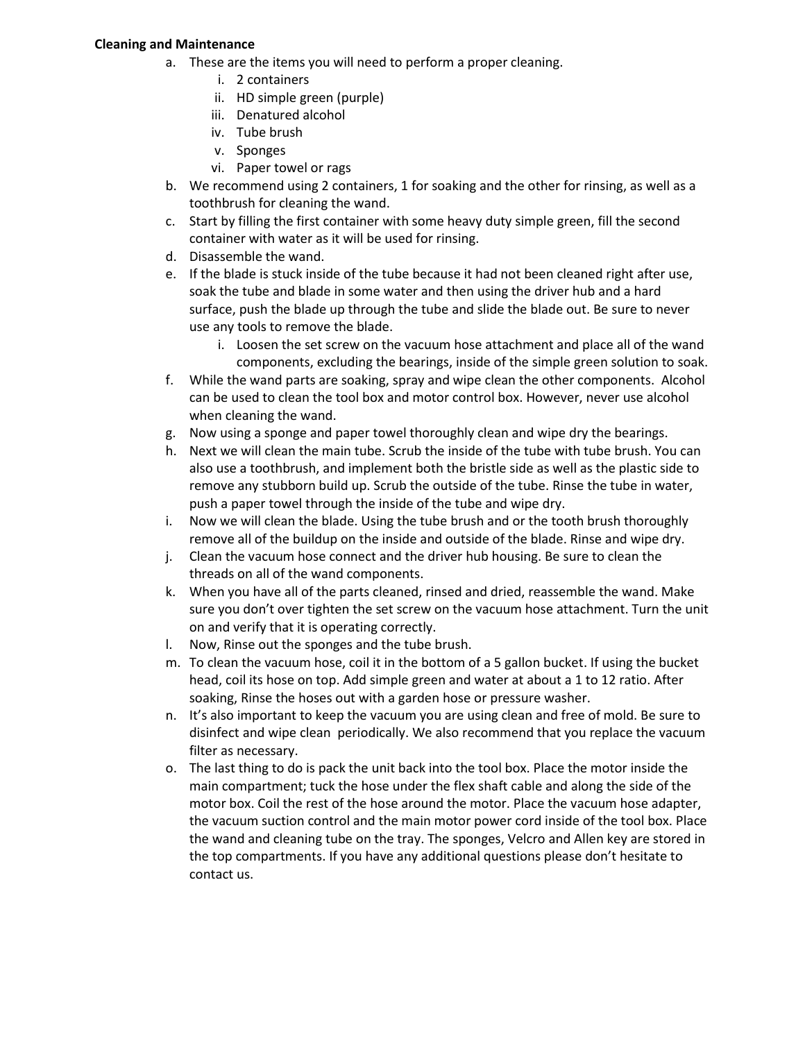**Cleaning and Maintenance**

a. These are the items you will need to perform a proper cleaning.
    i. 2 containers
    ii. HD simple green (purple)
    iii. Denatured alcohol
    iv. Tube brush
    v. Sponges
    vi. Paper towel or rags
b. We recommend using 2 containers, 1 for soaking and the other for rinsing, as well as a toothbrush for cleaning the wand.
c. Start by filling the first container with some heavy duty simple green, fill the second container with water as it will be used for rinsing.
d. Disassemble the wand.
e. If the blade is stuck inside of the tube because it had not been cleaned right after use, soak the tube and blade in some water and then using the driver hub and a hard surface, push the blade up through the tube and slide the blade out. Be sure to never use any tools to remove the blade.
    i. Loosen the set screw on the vacuum hose attachment and place all of the wand components, excluding the bearings, inside of the simple green solution to soak.
f. While the wand parts are soaking, spray and wipe clean the other components. Alcohol can be used to clean the tool box and motor control box. However, never use alcohol when cleaning the wand.
g. Now using a sponge and paper towel thoroughly clean and wipe dry the bearings.
h. Next we will clean the main tube. Scrub the inside of the tube with tube brush. You can also use a toothbrush, and implement both the bristle side as well as the plastic side to remove any stubborn build up. Scrub the outside of the tube. Rinse the tube in water, push a paper towel through the inside of the tube and wipe dry.
i. Now we will clean the blade. Using the tube brush and or the tooth brush thoroughly remove all of the buildup on the inside and outside of the blade. Rinse and wipe dry.
j. Clean the vacuum hose connect and the driver hub housing. Be sure to clean the threads on all of the wand components.
k. When you have all of the parts cleaned, rinsed and dried, reassemble the wand. Make sure you don't over tighten the set screw on the vacuum hose attachment. Turn the unit on and verify that it is operating correctly.
l. Now, Rinse out the sponges and the tube brush.
m. To clean the vacuum hose, coil it in the bottom of a 5 gallon bucket. If using the bucket head, coil its hose on top. Add simple green and water at about a 1 to 12 ratio. After soaking, Rinse the hoses out with a garden hose or pressure washer.
n. It's also important to keep the vacuum you are using clean and free of mold. Be sure to disinfect and wipe clean periodically. We also recommend that you replace the vacuum filter as necessary.
o. The last thing to do is pack the unit back into the tool box. Place the motor inside the main compartment; tuck the hose under the flex shaft cable and along the side of the motor box. Coil the rest of the hose around the motor. Place the vacuum hose adapter, the vacuum suction control and the main motor power cord inside of the tool box. Place the wand and cleaning tube on the tray. The sponges, Velcro and Allen key are stored in the top compartments. If you have any additional questions please don't hesitate to contact us.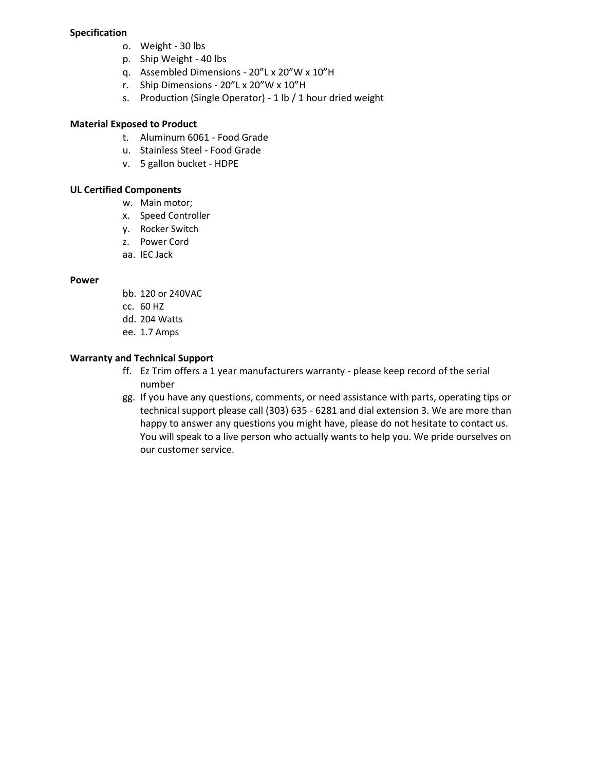**Specification**

o. Weight - 30 lbs
p. Ship Weight - 40 lbs
q. Assembled Dimensions - 20"L x 20"W x 10"H
r. Ship Dimensions - 20"L x 20"W x 10"H
s. Production (Single Operator) - 1 lb / 1 hour dried weight

**Material Exposed to Product**

t. Aluminum 6061 - Food Grade
u. Stainless Steel - Food Grade
v. 5 gallon bucket - HDPE

**UL Certified Components**

w. Main motor;
x. Speed Controller
y. Rocker Switch
z. Power Cord
aa. IEC Jack

**Power**

bb. 120 or 240VAC
cc. 60 HZ
dd. 204 Watts
ee. 1.7 Amps

**Warranty and Technical Support**

ff. Ez Trim offers a 1 year manufacturers warranty - please keep record of the serial number
gg. If you have any questions, comments, or need assistance with parts, operating tips or technical support please call (303) 635 - 6281 and dial extension 3. We are more than happy to answer any questions you might have, please do not hesitate to contact us. You will speak to a live person who actually wants to help you. We pride ourselves on our customer service.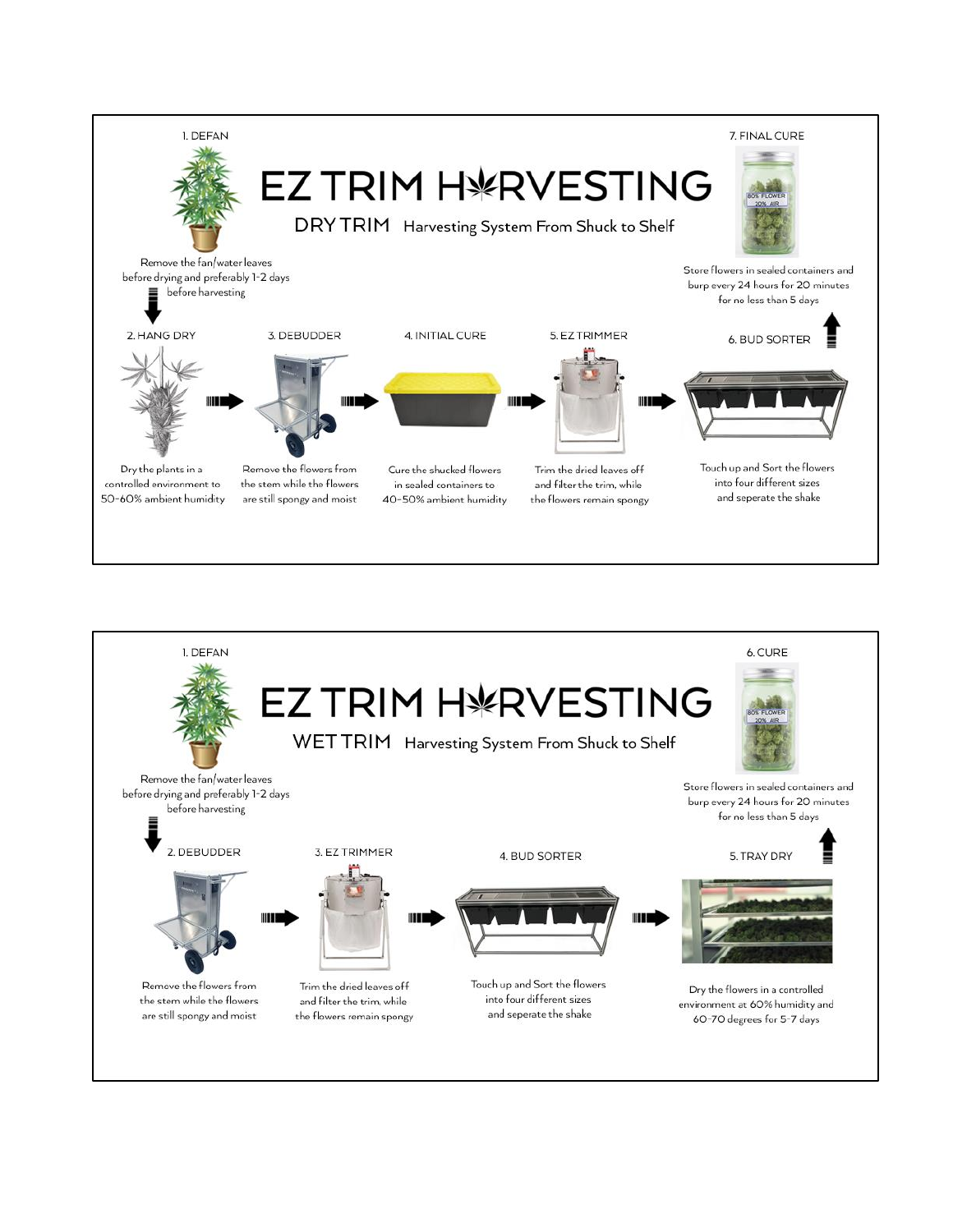# EZ TRIM HARVESTING

## DRY TRIM Harvesting System From Shuck to Shelf

1. DEFAN

Remove the fan/water leaves before drying and preferably 1-2 days before harvesting

2. HANG DRY

Dry the plants in a controlled environment to 50-60% ambient humidity

3. DEBUDDER

Remove the flowers from the stem while the flowers are still spongy and moist

4. INITIAL CURE

Cure the shucked flowers in sealed containers to 40-50% ambient humidity

5. EZ TRIMMER

Trim the dried leaves off and filter the trim, while the flowers remain spongy

6. BUD SORTER

Touch up and Sort the flowers into four different sizes and seperate the shake

7. FINAL CURE

80% FLOWER 20% AIR

Store flowers in sealed containers and burp every 24 hours for 20 minutes for no less than 5 days

# EZ TRIM HARVESTING

## WET TRIM Harvesting System From Shuck to Shelf

1. DEFAN

Remove the fan/water leaves before drying and preferably 1-2 days before harvesting

2. DEBUDDER

Remove the flowers from the stem while the flowers are still spongy and moist

3. EZ TRIMMER

Trim the dried leaves off and filter the trim, while the flowers remain spongy

4. BUD SORTER

Touch up and Sort the flowers into four different sizes and seperate the shake

5. TRAY DRY

Dry the flowers in a controlled environment at 60% humidity and 60-70 degrees for 5-7 days

6. CURE

80% FLOWER 20% AIR

Store flowers in sealed containers and burp every 24 hours for 20 minutes for no less than 5 days